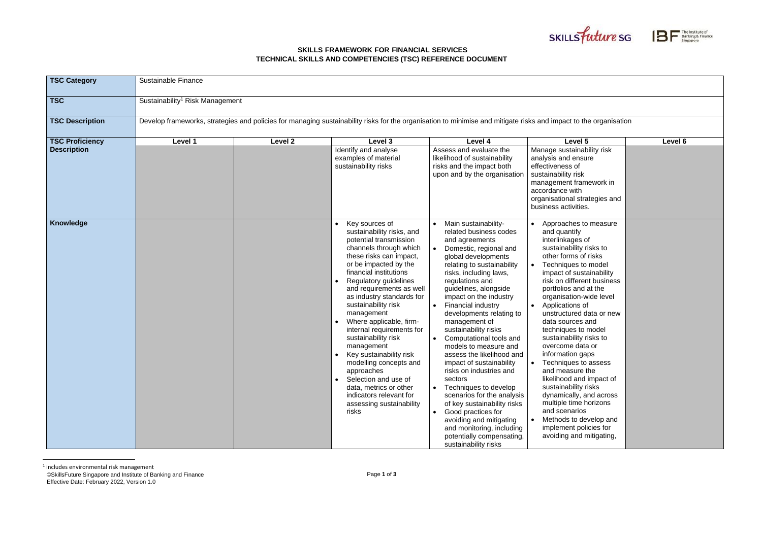**SKILLS FRAMEWORK FOR FINANCIAL SERVICES**
**TECHNICAL SKILLS AND COMPETENCIES (TSC) REFERENCE DOCUMENT**

| **TSC Category** | Sustainable Finance | | | | | |
|---|---|---|---|---|---|---|
| **TSC** | Sustainability[1] Risk Management | | | | | |
| **TSC Description** | Develop frameworks, strategies and policies for managing sustainability risks for the organisation to minimise and mitigate risks and impact to the organisation | | | | | |
| **TSC Proficiency Description** | **Level 1** | **Level 2** | **Level 3** | **Level 4** | **Level 5** | **Level 6** |
| | | | Identify and analyse examples of material sustainability risks | Assess and evaluate the likelihood of sustainability risks and the impact both upon and by the organisation | Manage sustainability risk analysis and ensure effectiveness of sustainability risk management framework in accordance with organisational strategies and business activities. | |
| **Knowledge** | | | • Key sources of sustainability risks, and potential transmission channels through which these risks can impact, or be impacted by the financial institutions<br>• Regulatory guidelines and requirements as well as industry standards for sustainability risk management<br>• Where applicable, firm-internal requirements for sustainability risk management<br>• Key sustainability risk modelling concepts and approaches<br>• Selection and use of data, metrics or other indicators relevant for assessing sustainability risks | • Main sustainability-related business codes and agreements<br>• Domestic, regional and global developments relating to sustainability risks, including laws, regulations and guidelines, alongside impact on the industry<br>• Financial industry developments relating to management of sustainability risks<br>• Computational tools and models to measure and assess the likelihood and impact of sustainability risks on industries and sectors<br>• Techniques to develop scenarios for the analysis of key sustainability risks<br>• Good practices for avoiding and mitigating and monitoring, including potentially compensating, sustainability risks | • Approaches to measure and quantify interlinkages of sustainability risks to other forms of risks<br>• Techniques to model impact of sustainability risk on different business portfolios and at the organisation-wide level<br>• Applications of unstructured data or new data sources and techniques to model sustainability risks to overcome data or information gaps<br>• Techniques to assess and measure the likelihood and impact of sustainability risks dynamically, and across multiple time horizons and scenarios<br>• Methods to develop and implement policies for avoiding and mitigating, | |

[1] includes environmental risk management

©SkillsFuture Singapore and Institute of Banking and Finance
Effective Date: February 2022, Version 1.0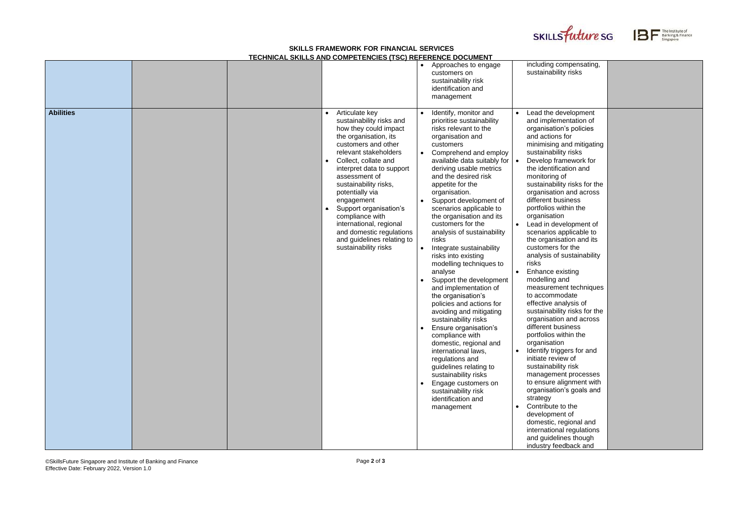| | | | | | | |
|---|---|---|---|---|---|---|
| | | | | • Approaches to engage customers on sustainability risk identification and management | including compensating, sustainability risks | |
| **Abilities** | | | • Articulate key sustainability risks and how they could impact the organisation, its customers and other relevant stakeholders<br>• Collect, collate and interpret data to support assessment of sustainability risks, potentially via engagement<br>• Support organisation's compliance with international, regional and domestic regulations and guidelines relating to sustainability risks | • Identify, monitor and prioritise sustainability risks relevant to the organisation and customers<br>• Comprehend and employ available data suitably for deriving usable metrics and the desired risk appetite for the organisation.<br>• Support development of scenarios applicable to the organisation and its customers for the analysis of sustainability risks<br>• Integrate sustainability risks into existing modelling techniques to analyse<br>• Support the development and implementation of the organisation's policies and actions for avoiding and mitigating sustainability risks<br>• Ensure organisation's compliance with domestic, regional and international laws, regulations and guidelines relating to sustainability risks<br>• Engage customers on sustainability risk identification and management | • Lead the development and implementation of organisation's policies and actions for minimising and mitigating sustainability risks<br>• Develop framework for the identification and monitoring of sustainability risks for the organisation and across different business portfolios within the organisation<br>• Lead in development of scenarios applicable to the organisation and its customers for the analysis of sustainability risks<br>• Enhance existing modelling and measurement techniques to accommodate effective analysis of sustainability risks for the organisation and across different business portfolios within the organisation<br>• Identify triggers for and initiate review of sustainability risk management processes to ensure alignment with organisation's goals and strategy<br>• Contribute to the development of domestic, regional and international regulations and guidelines though industry feedback and | |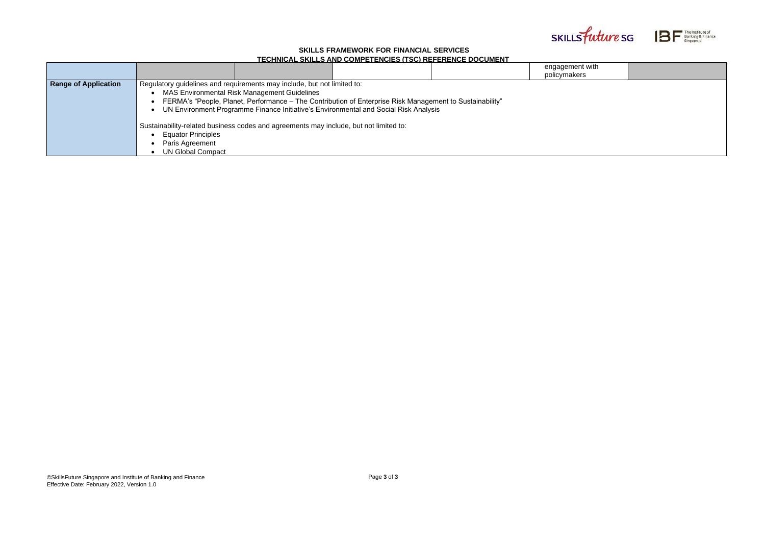| | | | | | | |
|---|---|---|---|---|---|---|
| | | | | | engagement with policymakers | |
| **Range of Application** | Regulatory guidelines and requirements may include, but not limited to:<br>• MAS Environmental Risk Management Guidelines<br>• FERMA's "People, Planet, Performance – The Contribution of Enterprise Risk Management to Sustainability"<br>• UN Environment Programme Finance Initiative's Environmental and Social Risk Analysis<br><br>Sustainability-related business codes and agreements may include, but not limited to:<br>• Equator Principles<br>• Paris Agreement<br>• UN Global Compact | | | | | |